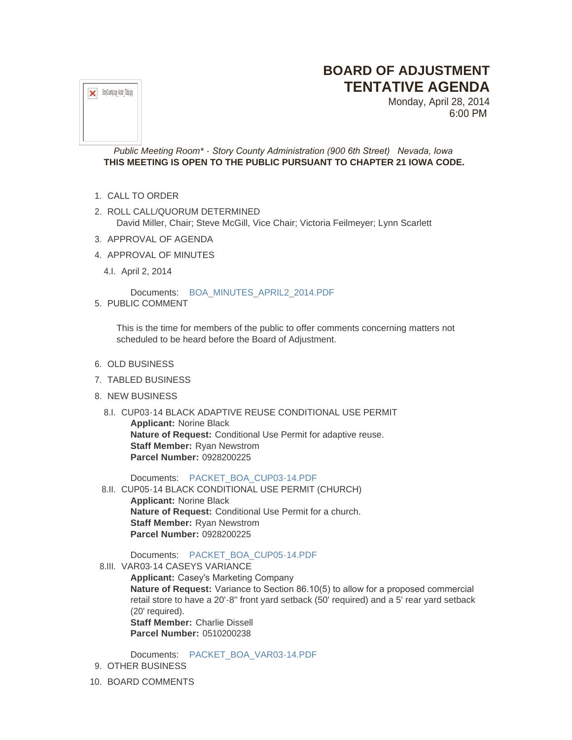# BOARD OF ADJUSTMENT
# TENTATIVE AGENDA

Monday, April 28, 2014
6:00 PM

*Public Meeting Room\* - Story County Administration (900 6th Street)   Nevada, Iowa*

**THIS MEETING IS OPEN TO THE PUBLIC PURSUANT TO CHAPTER 21 IOWA CODE.**

1. CALL TO ORDER
2. ROLL CALL/QUORUM DETERMINED
   David Miller, Chair; Steve McGill, Vice Chair; Victoria Feilmeyer; Lynn Scarlett
3. APPROVAL OF AGENDA
4. APPROVAL OF MINUTES
   - 4.I. April 2, 2014

     Documents: BOA_MINUTES_APRIL2_2014.PDF
5. PUBLIC COMMENT

   This is the time for members of the public to offer comments concerning matters not scheduled to be heard before the Board of Adjustment.
6. OLD BUSINESS
7. TABLED BUSINESS
8. NEW BUSINESS
   - 8.I. CUP03-14 BLACK ADAPTIVE REUSE CONDITIONAL USE PERMIT
     **Applicant:** Norine Black
     **Nature of Request:** Conditional Use Permit for adaptive reuse.
     **Staff Member:** Ryan Newstrom
     **Parcel Number:** 0928200225

     Documents: PACKET_BOA_CUP03-14.PDF
   - 8.II. CUP05-14 BLACK CONDITIONAL USE PERMIT (CHURCH)
     **Applicant:** Norine Black
     **Nature of Request:** Conditional Use Permit for a church.
     **Staff Member:** Ryan Newstrom
     **Parcel Number:** 0928200225

     Documents: PACKET_BOA_CUP05-14.PDF
   - 8.III. VAR03-14 CASEYS VARIANCE
     **Applicant:** Casey's Marketing Company
     **Nature of Request:** Variance to Section 86.10(5) to allow for a proposed commercial retail store to have a 20'-8" front yard setback (50' required) and a 5' rear yard setback (20' required).
     **Staff Member:** Charlie Dissell
     **Parcel Number:** 0510200238

     Documents: PACKET_BOA_VAR03-14.PDF
9. OTHER BUSINESS
10. BOARD COMMENTS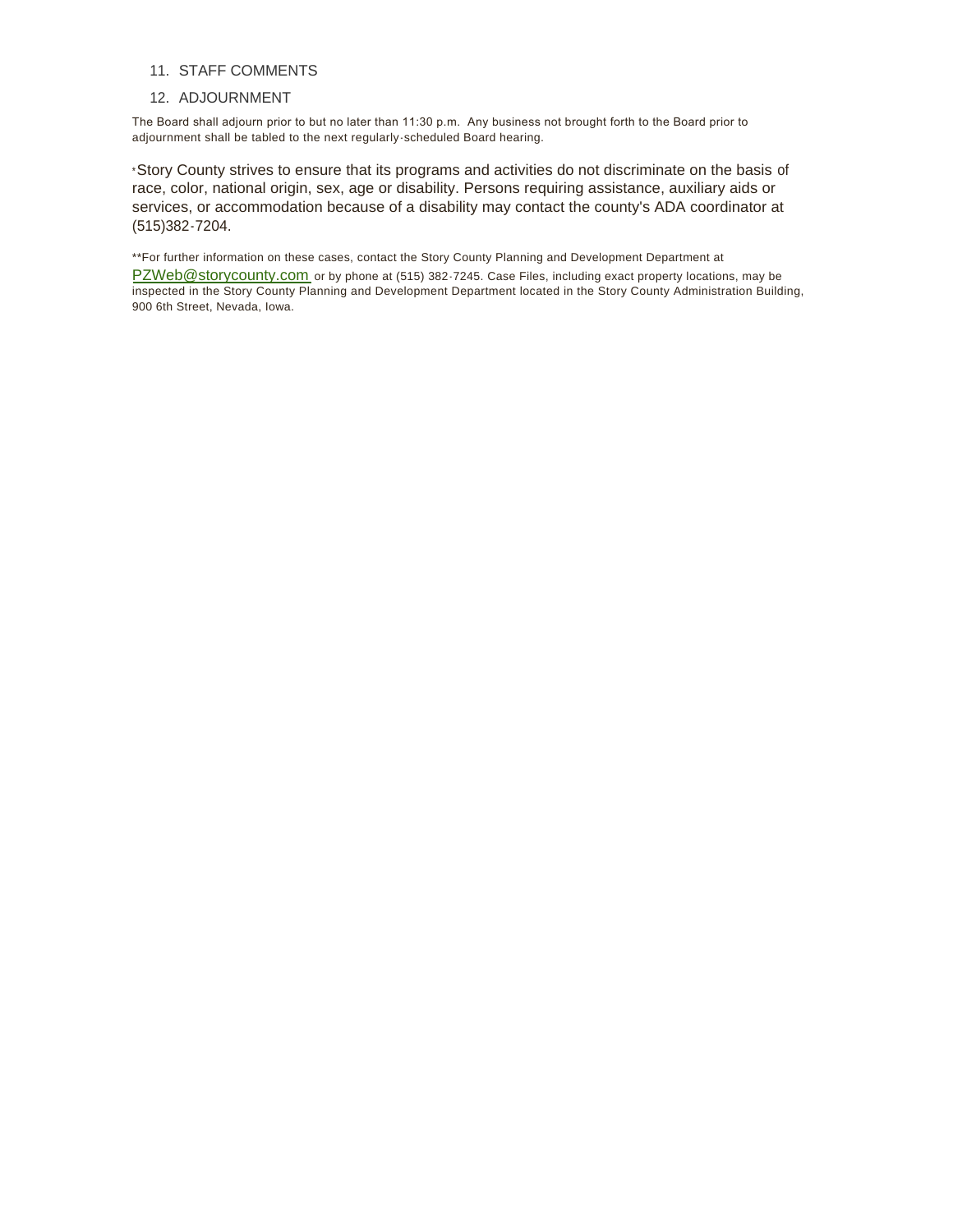11. STAFF COMMENTS
12. ADJOURNMENT

The Board shall adjourn prior to but no later than 11:30 p.m. Any business not brought forth to the Board prior to adjournment shall be tabled to the next regularly-scheduled Board hearing.

*Story County strives to ensure that its programs and activities do not discriminate on the basis of race, color, national origin, sex, age or disability. Persons requiring assistance, auxiliary aids or services, or accommodation because of a disability may contact the county's ADA coordinator at (515)382-7204.

**For further information on these cases, contact the Story County Planning and Development Department at PZWeb@storycounty.com or by phone at (515) 382-7245. Case Files, including exact property locations, may be inspected in the Story County Planning and Development Department located in the Story County Administration Building, 900 6th Street, Nevada, Iowa.